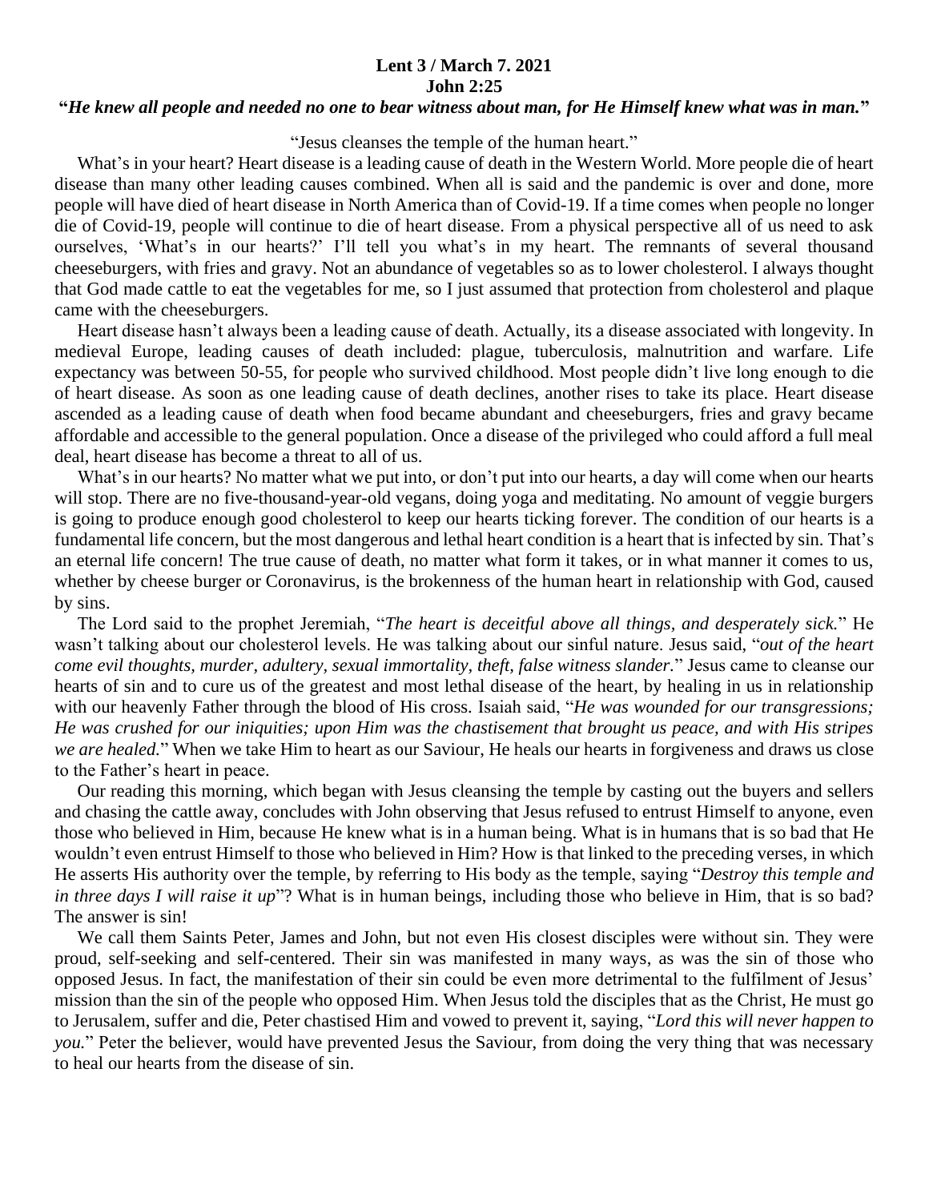**Lent 3 / March 7. 2021**

**John 2:25**

**"*He knew all people and needed no one to bear witness about man, for He Himself knew what was in man.*"**

"Jesus cleanses the temple of the human heart."

What's in your heart? Heart disease is a leading cause of death in the Western World. More people die of heart disease than many other leading causes combined. When all is said and the pandemic is over and done, more people will have died of heart disease in North America than of Covid-19. If a time comes when people no longer die of Covid-19, people will continue to die of heart disease. From a physical perspective all of us need to ask ourselves, 'What's in our hearts?' I'll tell you what's in my heart. The remnants of several thousand cheeseburgers, with fries and gravy. Not an abundance of vegetables so as to lower cholesterol. I always thought that God made cattle to eat the vegetables for me, so I just assumed that protection from cholesterol and plaque came with the cheeseburgers.

Heart disease hasn't always been a leading cause of death. Actually, its a disease associated with longevity. In medieval Europe, leading causes of death included: plague, tuberculosis, malnutrition and warfare. Life expectancy was between 50-55, for people who survived childhood. Most people didn't live long enough to die of heart disease. As soon as one leading cause of death declines, another rises to take its place. Heart disease ascended as a leading cause of death when food became abundant and cheeseburgers, fries and gravy became affordable and accessible to the general population. Once a disease of the privileged who could afford a full meal deal, heart disease has become a threat to all of us.

What's in our hearts? No matter what we put into, or don't put into our hearts, a day will come when our hearts will stop. There are no five-thousand-year-old vegans, doing yoga and meditating. No amount of veggie burgers is going to produce enough good cholesterol to keep our hearts ticking forever. The condition of our hearts is a fundamental life concern, but the most dangerous and lethal heart condition is a heart that is infected by sin. That's an eternal life concern! The true cause of death, no matter what form it takes, or in what manner it comes to us, whether by cheese burger or Coronavirus, is the brokenness of the human heart in relationship with God, caused by sins.

The Lord said to the prophet Jeremiah, "*The heart is deceitful above all things, and desperately sick.*" He wasn't talking about our cholesterol levels. He was talking about our sinful nature. Jesus said, "*out of the heart come evil thoughts, murder, adultery, sexual immortality, theft, false witness slander.*" Jesus came to cleanse our hearts of sin and to cure us of the greatest and most lethal disease of the heart, by healing in us in relationship with our heavenly Father through the blood of His cross. Isaiah said, "*He was wounded for our transgressions; He was crushed for our iniquities; upon Him was the chastisement that brought us peace, and with His stripes we are healed.*" When we take Him to heart as our Saviour, He heals our hearts in forgiveness and draws us close to the Father's heart in peace.

Our reading this morning, which began with Jesus cleansing the temple by casting out the buyers and sellers and chasing the cattle away, concludes with John observing that Jesus refused to entrust Himself to anyone, even those who believed in Him, because He knew what is in a human being. What is in humans that is so bad that He wouldn't even entrust Himself to those who believed in Him? How is that linked to the preceding verses, in which He asserts His authority over the temple, by referring to His body as the temple, saying "*Destroy this temple and in three days I will raise it up*"? What is in human beings, including those who believe in Him, that is so bad? The answer is sin!

We call them Saints Peter, James and John, but not even His closest disciples were without sin. They were proud, self-seeking and self-centered. Their sin was manifested in many ways, as was the sin of those who opposed Jesus. In fact, the manifestation of their sin could be even more detrimental to the fulfilment of Jesus' mission than the sin of the people who opposed Him. When Jesus told the disciples that as the Christ, He must go to Jerusalem, suffer and die, Peter chastised Him and vowed to prevent it, saying, "*Lord this will never happen to you.*" Peter the believer, would have prevented Jesus the Saviour, from doing the very thing that was necessary to heal our hearts from the disease of sin.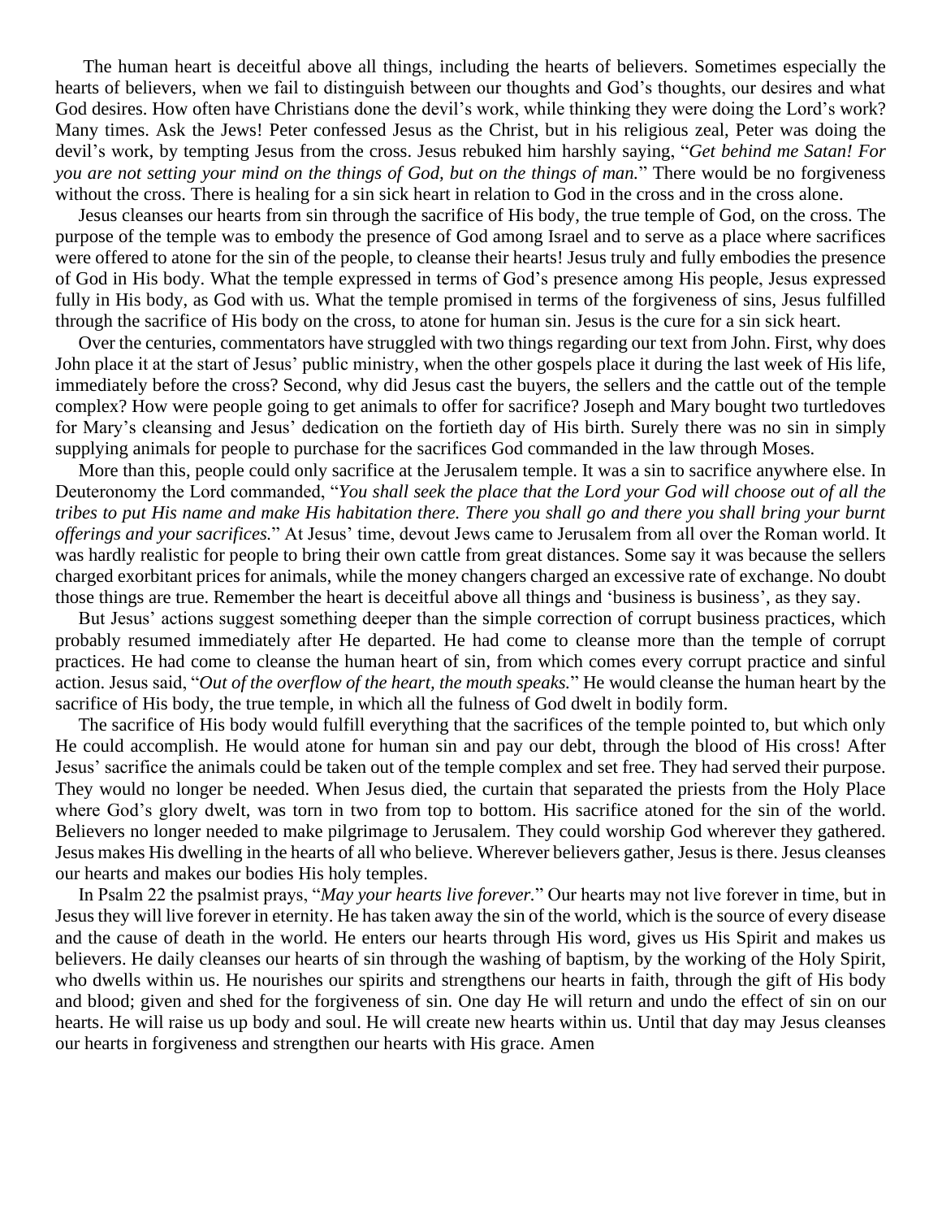The human heart is deceitful above all things, including the hearts of believers. Sometimes especially the hearts of believers, when we fail to distinguish between our thoughts and God's thoughts, our desires and what God desires. How often have Christians done the devil's work, while thinking they were doing the Lord's work? Many times. Ask the Jews! Peter confessed Jesus as the Christ, but in his religious zeal, Peter was doing the devil's work, by tempting Jesus from the cross. Jesus rebuked him harshly saying, "*Get behind me Satan! For you are not setting your mind on the things of God, but on the things of man.*" There would be no forgiveness without the cross. There is healing for a sin sick heart in relation to God in the cross and in the cross alone.

Jesus cleanses our hearts from sin through the sacrifice of His body, the true temple of God, on the cross. The purpose of the temple was to embody the presence of God among Israel and to serve as a place where sacrifices were offered to atone for the sin of the people, to cleanse their hearts! Jesus truly and fully embodies the presence of God in His body. What the temple expressed in terms of God's presence among His people, Jesus expressed fully in His body, as God with us. What the temple promised in terms of the forgiveness of sins, Jesus fulfilled through the sacrifice of His body on the cross, to atone for human sin. Jesus is the cure for a sin sick heart.

Over the centuries, commentators have struggled with two things regarding our text from John. First, why does John place it at the start of Jesus' public ministry, when the other gospels place it during the last week of His life, immediately before the cross? Second, why did Jesus cast the buyers, the sellers and the cattle out of the temple complex? How were people going to get animals to offer for sacrifice? Joseph and Mary bought two turtledoves for Mary's cleansing and Jesus' dedication on the fortieth day of His birth. Surely there was no sin in simply supplying animals for people to purchase for the sacrifices God commanded in the law through Moses.

More than this, people could only sacrifice at the Jerusalem temple. It was a sin to sacrifice anywhere else. In Deuteronomy the Lord commanded, "*You shall seek the place that the Lord your God will choose out of all the tribes to put His name and make His habitation there. There you shall go and there you shall bring your burnt offerings and your sacrifices.*" At Jesus' time, devout Jews came to Jerusalem from all over the Roman world. It was hardly realistic for people to bring their own cattle from great distances. Some say it was because the sellers charged exorbitant prices for animals, while the money changers charged an excessive rate of exchange. No doubt those things are true. Remember the heart is deceitful above all things and 'business is business', as they say.

But Jesus' actions suggest something deeper than the simple correction of corrupt business practices, which probably resumed immediately after He departed. He had come to cleanse more than the temple of corrupt practices. He had come to cleanse the human heart of sin, from which comes every corrupt practice and sinful action. Jesus said, "*Out of the overflow of the heart, the mouth speaks.*" He would cleanse the human heart by the sacrifice of His body, the true temple, in which all the fulness of God dwelt in bodily form.

The sacrifice of His body would fulfill everything that the sacrifices of the temple pointed to, but which only He could accomplish. He would atone for human sin and pay our debt, through the blood of His cross! After Jesus' sacrifice the animals could be taken out of the temple complex and set free. They had served their purpose. They would no longer be needed. When Jesus died, the curtain that separated the priests from the Holy Place where God's glory dwelt, was torn in two from top to bottom. His sacrifice atoned for the sin of the world. Believers no longer needed to make pilgrimage to Jerusalem. They could worship God wherever they gathered. Jesus makes His dwelling in the hearts of all who believe. Wherever believers gather, Jesus is there. Jesus cleanses our hearts and makes our bodies His holy temples.

In Psalm 22 the psalmist prays, "*May your hearts live forever.*" Our hearts may not live forever in time, but in Jesus they will live forever in eternity. He has taken away the sin of the world, which is the source of every disease and the cause of death in the world. He enters our hearts through His word, gives us His Spirit and makes us believers. He daily cleanses our hearts of sin through the washing of baptism, by the working of the Holy Spirit, who dwells within us. He nourishes our spirits and strengthens our hearts in faith, through the gift of His body and blood; given and shed for the forgiveness of sin. One day He will return and undo the effect of sin on our hearts. He will raise us up body and soul. He will create new hearts within us. Until that day may Jesus cleanses our hearts in forgiveness and strengthen our hearts with His grace. Amen